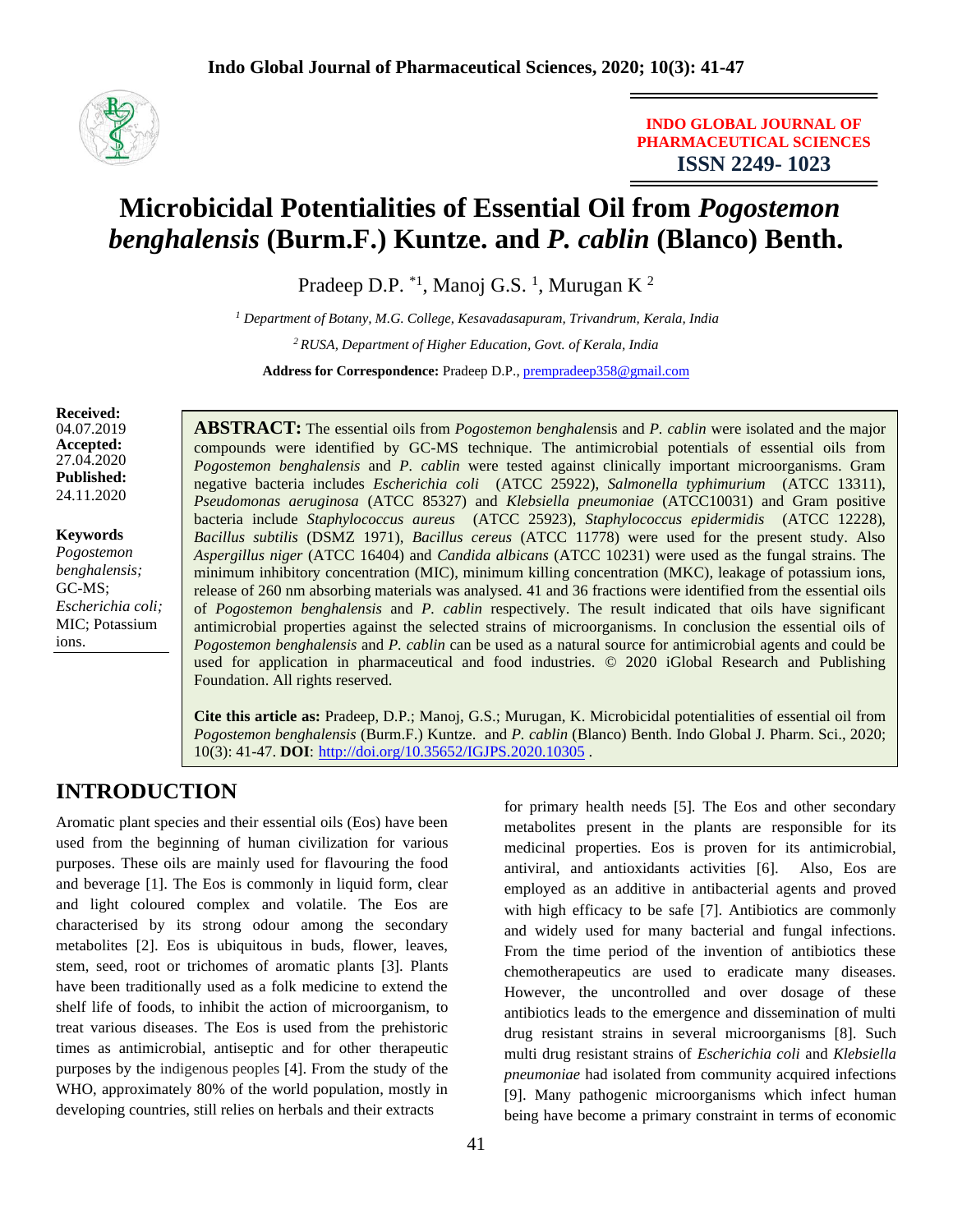# Microbicidal Potentialities of Essential Oil from *Pogostemon benghalensis* (Burm.F.) Kuntze. and *P. cablin* (Blanco) Benth.

Pradeep D.P. *[1], Manoj G.S. [1], Murugan K [2]

[1] *Department of Botany, M.G. College, Kesavadasapuram, Trivandrum, Kerala, India*

[2] *RUSA, Department of Higher Education, Govt. of Kerala, India*

**Address for Correspondence:** Pradeep D.P., prempradeep358@gmail.com

**Received:** 04.07.2019
**Accepted:** 27.04.2020
**Published:** 24.11.2020

**Keywords**
*Pogostemon benghalensis;* GC-MS; *Escherichia coli;* MIC; Potassium ions.

**ABSTRACT:** The essential oils from *Pogostemon benghalensis* and *P. cablin* were isolated and the major compounds were identified by GC-MS technique. The antimicrobial potentials of essential oils from *Pogostemon benghalensis* and *P. cablin* were tested against clinically important microorganisms. Gram negative bacteria includes *Escherichia coli* (ATCC 25922), *Salmonella typhimurium* (ATCC 13311), *Pseudomonas aeruginosa* (ATCC 85327) and *Klebsiella pneumoniae* (ATCC10031) and Gram positive bacteria include *Staphylococcus aureus* (ATCC 25923), *Staphylococcus epidermidis* (ATCC 12228), *Bacillus subtilis* (DSMZ 1971), *Bacillus cereus* (ATCC 11778) were used for the present study. Also *Aspergillus niger* (ATCC 16404) and *Candida albicans* (ATCC 10231) were used as the fungal strains. The minimum inhibitory concentration (MIC), minimum killing concentration (MKC), leakage of potassium ions, release of 260 nm absorbing materials was analysed. 41 and 36 fractions were identified from the essential oils of *Pogostemon benghalensis* and *P. cablin* respectively. The result indicated that oils have significant antimicrobial properties against the selected strains of microorganisms. In conclusion the essential oils of *Pogostemon benghalensis* and *P. cablin* can be used as a natural source for antimicrobial agents and could be used for application in pharmaceutical and food industries. © 2020 iGlobal Research and Publishing Foundation. All rights reserved.

**Cite this article as:** Pradeep, D.P.; Manoj, G.S.; Murugan, K. Microbicidal potentialities of essential oil from *Pogostemon benghalensis* (Burm.F.) Kuntze. and *P. cablin* (Blanco) Benth. Indo Global J. Pharm. Sci., 2020; 10(3): 41-47. **DOI**: http://doi.org/10.35652/IGJPS.2020.10305 .

## INTRODUCTION

Aromatic plant species and their essential oils (Eos) have been used from the beginning of human civilization for various purposes. These oils are mainly used for flavouring the food and beverage [1]. The Eos is commonly in liquid form, clear and light coloured complex and volatile. The Eos are characterised by its strong odour among the secondary metabolites [2]. Eos is ubiquitous in buds, flower, leaves, stem, seed, root or trichomes of aromatic plants [3]. Plants have been traditionally used as a folk medicine to extend the shelf life of foods, to inhibit the action of microorganism, to treat various diseases. The Eos is used from the prehistoric times as antimicrobial, antiseptic and for other therapeutic purposes by the indigenous peoples [4]. From the study of the WHO, approximately 80% of the world population, mostly in developing countries, still relies on herbals and their extracts for primary health needs [5]. The Eos and other secondary metabolites present in the plants are responsible for its medicinal properties. Eos is proven for its antimicrobial, antiviral, and antioxidants activities [6]. Also, Eos are employed as an additive in antibacterial agents and proved with high efficacy to be safe [7]. Antibiotics are commonly and widely used for many bacterial and fungal infections. From the time period of the invention of antibiotics these chemotherapeutics are used to eradicate many diseases. However, the uncontrolled and over dosage of these antibiotics leads to the emergence and dissemination of multi drug resistant strains in several microorganisms [8]. Such multi drug resistant strains of *Escherichia coli* and *Klebsiella pneumoniae* had isolated from community acquired infections [9]. Many pathogenic microorganisms which infect human being have become a primary constraint in terms of economic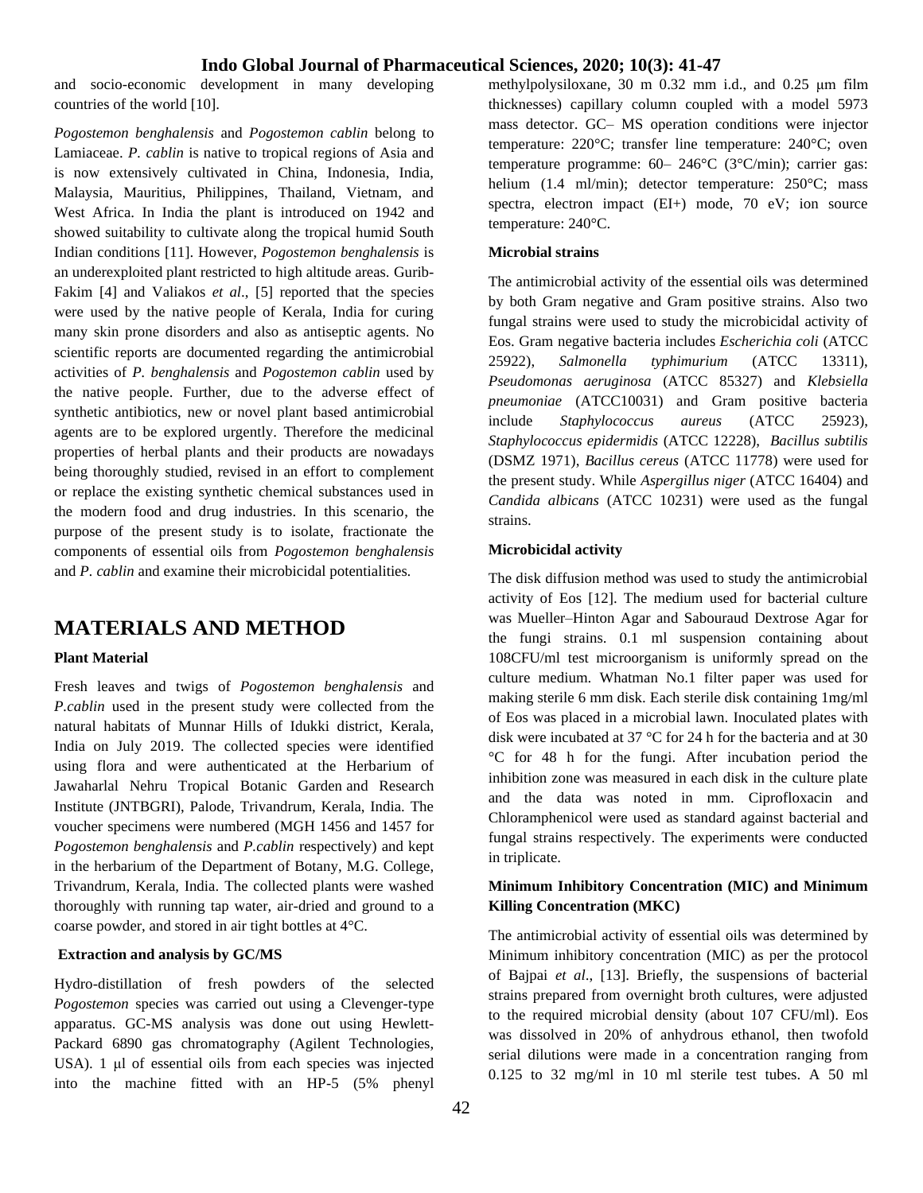and socio-economic development in many developing countries of the world [10].

*Pogostemon benghalensis* and *Pogostemon cablin* belong to Lamiaceae. *P. cablin* is native to tropical regions of Asia and is now extensively cultivated in China, Indonesia, India, Malaysia, Mauritius, Philippines, Thailand, Vietnam, and West Africa. In India the plant is introduced on 1942 and showed suitability to cultivate along the tropical humid South Indian conditions [11]. However, *Pogostemon benghalensis* is an underexploited plant restricted to high altitude areas. Gurib-Fakim [4] and Valiakos *et al*., [5] reported that the species were used by the native people of Kerala, India for curing many skin prone disorders and also as antiseptic agents. No scientific reports are documented regarding the antimicrobial activities of *P. benghalensis* and *Pogostemon cablin* used by the native people. Further, due to the adverse effect of synthetic antibiotics, new or novel plant based antimicrobial agents are to be explored urgently. Therefore the medicinal properties of herbal plants and their products are nowadays being thoroughly studied, revised in an effort to complement or replace the existing synthetic chemical substances used in the modern food and drug industries. In this scenario, the purpose of the present study is to isolate, fractionate the components of essential oils from *Pogostemon benghalensis* and *P. cablin* and examine their microbicidal potentialities.

# MATERIALS AND METHOD

### Plant Material

Fresh leaves and twigs of *Pogostemon benghalensis* and *P.cablin* used in the present study were collected from the natural habitats of Munnar Hills of Idukki district, Kerala, India on July 2019. The collected species were identified using flora and were authenticated at the Herbarium of Jawaharlal Nehru Tropical Botanic Garden and Research Institute (JNTBGRI), Palode, Trivandrum, Kerala, India. The voucher specimens were numbered (MGH 1456 and 1457 for *Pogostemon benghalensis* and *P.cablin* respectively) and kept in the herbarium of the Department of Botany, M.G. College, Trivandrum, Kerala, India. The collected plants were washed thoroughly with running tap water, air-dried and ground to a coarse powder, and stored in air tight bottles at 4°C.

### Extraction and analysis by GC/MS

Hydro-distillation of fresh powders of the selected *Pogostemon* species was carried out using a Clevenger-type apparatus. GC-MS analysis was done out using Hewlett-Packard 6890 gas chromatography (Agilent Technologies, USA). 1 μl of essential oils from each species was injected into the machine fitted with an HP-5 (5% phenyl methylpolysiloxane, 30 m 0.32 mm i.d., and 0.25 μm film thicknesses) capillary column coupled with a model 5973 mass detector. GC– MS operation conditions were injector temperature: 220°C; transfer line temperature: 240°C; oven temperature programme: 60– 246°C (3°C/min); carrier gas: helium (1.4 ml/min); detector temperature: 250°C; mass spectra, electron impact (EI+) mode, 70 eV; ion source temperature: 240°C.

### Microbial strains

The antimicrobial activity of the essential oils was determined by both Gram negative and Gram positive strains. Also two fungal strains were used to study the microbicidal activity of Eos. Gram negative bacteria includes *Escherichia coli* (ATCC 25922), *Salmonella typhimurium* (ATCC 13311), *Pseudomonas aeruginosa* (ATCC 85327) and *Klebsiella pneumoniae* (ATCC10031) and Gram positive bacteria include *Staphylococcus aureus* (ATCC 25923), *Staphylococcus epidermidis* (ATCC 12228), *Bacillus subtilis* (DSMZ 1971), *Bacillus cereus* (ATCC 11778) were used for the present study. While *Aspergillus niger* (ATCC 16404) and *Candida albicans* (ATCC 10231) were used as the fungal strains.

### Microbicidal activity

The disk diffusion method was used to study the antimicrobial activity of Eos [12]. The medium used for bacterial culture was Mueller–Hinton Agar and Sabouraud Dextrose Agar for the fungi strains. 0.1 ml suspension containing about 108CFU/ml test microorganism is uniformly spread on the culture medium. Whatman No.1 filter paper was used for making sterile 6 mm disk. Each sterile disk containing 1mg/ml of Eos was placed in a microbial lawn. Inoculated plates with disk were incubated at 37 °C for 24 h for the bacteria and at 30 °C for 48 h for the fungi. After incubation period the inhibition zone was measured in each disk in the culture plate and the data was noted in mm. Ciprofloxacin and Chloramphenicol were used as standard against bacterial and fungal strains respectively. The experiments were conducted in triplicate.

### Minimum Inhibitory Concentration (MIC) and Minimum Killing Concentration (MKC)

The antimicrobial activity of essential oils was determined by Minimum inhibitory concentration (MIC) as per the protocol of Bajpai *et al*., [13]. Briefly, the suspensions of bacterial strains prepared from overnight broth cultures, were adjusted to the required microbial density (about 107 CFU/ml). Eos was dissolved in 20% of anhydrous ethanol, then twofold serial dilutions were made in a concentration ranging from 0.125 to 32 mg/ml in 10 ml sterile test tubes. A 50 ml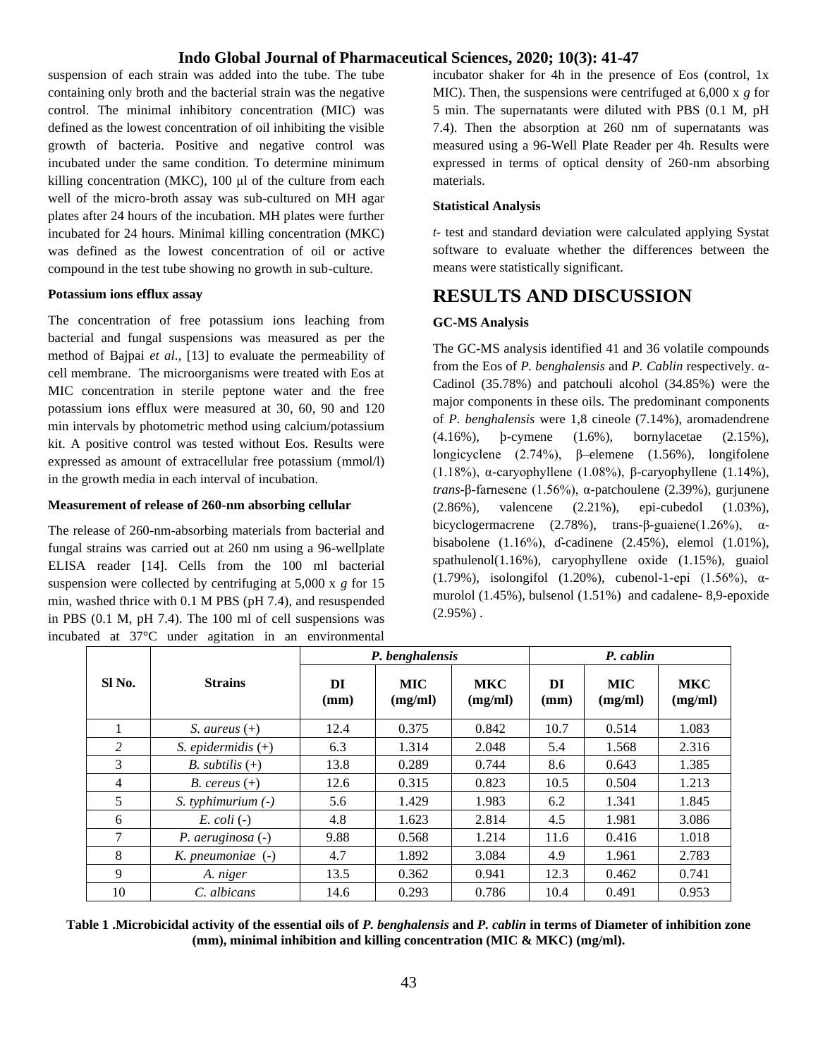suspension of each strain was added into the tube. The tube containing only broth and the bacterial strain was the negative control. The minimal inhibitory concentration (MIC) was defined as the lowest concentration of oil inhibiting the visible growth of bacteria. Positive and negative control was incubated under the same condition. To determine minimum killing concentration (MKC), 100 μl of the culture from each well of the micro-broth assay was sub-cultured on MH agar plates after 24 hours of the incubation. MH plates were further incubated for 24 hours. Minimal killing concentration (MKC) was defined as the lowest concentration of oil or active compound in the test tube showing no growth in sub-culture.

**Potassium ions efflux assay**

The concentration of free potassium ions leaching from bacterial and fungal suspensions was measured as per the method of Bajpai *et al*., [13] to evaluate the permeability of cell membrane. The microorganisms were treated with Eos at MIC concentration in sterile peptone water and the free potassium ions efflux were measured at 30, 60, 90 and 120 min intervals by photometric method using calcium/potassium kit. A positive control was tested without Eos. Results were expressed as amount of extracellular free potassium (mmol/l) in the growth media in each interval of incubation.

**Measurement of release of 260-nm absorbing cellular**

The release of 260-nm-absorbing materials from bacterial and fungal strains was carried out at 260 nm using a 96-wellplate ELISA reader [14]. Cells from the 100 ml bacterial suspension were collected by centrifuging at 5,000 x *g* for 15 min, washed thrice with 0.1 M PBS (pH 7.4), and resuspended in PBS (0.1 M, pH 7.4). The 100 ml of cell suspensions was incubated at 37°C under agitation in an environmental incubator shaker for 4h in the presence of Eos (control, 1x MIC). Then, the suspensions were centrifuged at 6,000 x *g* for 5 min. The supernatants were diluted with PBS (0.1 M, pH 7.4). Then the absorption at 260 nm of supernatants was measured using a 96-Well Plate Reader per 4h. Results were expressed in terms of optical density of 260-nm absorbing materials.

**Statistical Analysis**

*t*- test and standard deviation were calculated applying Systat software to evaluate whether the differences between the means were statistically significant.

# RESULTS AND DISCUSSION

**GC-MS Analysis**

The GC-MS analysis identified 41 and 36 volatile compounds from the Eos of *P. benghalensis* and *P. Cablin* respectively. α-Cadinol (35.78%) and patchouli alcohol (34.85%) were the major components in these oils. The predominant components of *P. benghalensis* were 1,8 cineole (7.14%), aromadendrene (4.16%), þ-cymene (1.6%), bornylacetae (2.15%), longicyclene (2.74%), β–elemene (1.56%), longifolene (1.18%), α-caryophyllene (1.08%), β-caryophyllene (1.14%), *trans*-β-farnesene (1.56%), α-patchoulene (2.39%), gurjunene (2.86%), valencene (2.21%), epi-cubedol (1.03%), bicyclogermacrene (2.78%), trans-β-guaiene(1.26%), α-bisabolene (1.16%), ɗ-cadinene (2.45%), elemol (1.01%), spathulenol(1.16%), caryophyllene oxide (1.15%), guaiol (1.79%), isolongifol (1.20%), cubenol-1-epi (1.56%), α-murolol (1.45%), bulsenol (1.51%) and cadalene- 8,9-epoxide (2.95%) .

| Sl No. | Strains | *P. benghalensis* | | | *P. cablin* | | |
|---|---|---|---|---|---|---|---|
| | | DI (mm) | MIC (mg/ml) | MKC (mg/ml) | DI (mm) | MIC (mg/ml) | MKC (mg/ml) |
| 1 | *S. aureus* (+) | 12.4 | 0.375 | 0.842 | 10.7 | 0.514 | 1.083 |
| 2 | *S. epidermidis* (+) | 6.3 | 1.314 | 2.048 | 5.4 | 1.568 | 2.316 |
| 3 | *B. subtilis* (+) | 13.8 | 0.289 | 0.744 | 8.6 | 0.643 | 1.385 |
| 4 | *B. cereus* (+) | 12.6 | 0.315 | 0.823 | 10.5 | 0.504 | 1.213 |
| 5 | *S. typhimurium* (-) | 5.6 | 1.429 | 1.983 | 6.2 | 1.341 | 1.845 |
| 6 | *E. coli* (-) | 4.8 | 1.623 | 2.814 | 4.5 | 1.981 | 3.086 |
| 7 | *P. aeruginosa* (-) | 9.88 | 0.568 | 1.214 | 11.6 | 0.416 | 1.018 |
| 8 | *K. pneumoniae* (-) | 4.7 | 1.892 | 3.084 | 4.9 | 1.961 | 2.783 |
| 9 | *A. niger* | 13.5 | 0.362 | 0.941 | 12.3 | 0.462 | 0.741 |
| 10 | *C. albicans* | 14.6 | 0.293 | 0.786 | 10.4 | 0.491 | 0.953 |

**Table 1 .Microbicidal activity of the essential oils of *P. benghalensis* and *P. cablin* in terms of Diameter of inhibition zone (mm), minimal inhibition and killing concentration (MIC & MKC) (mg/ml).**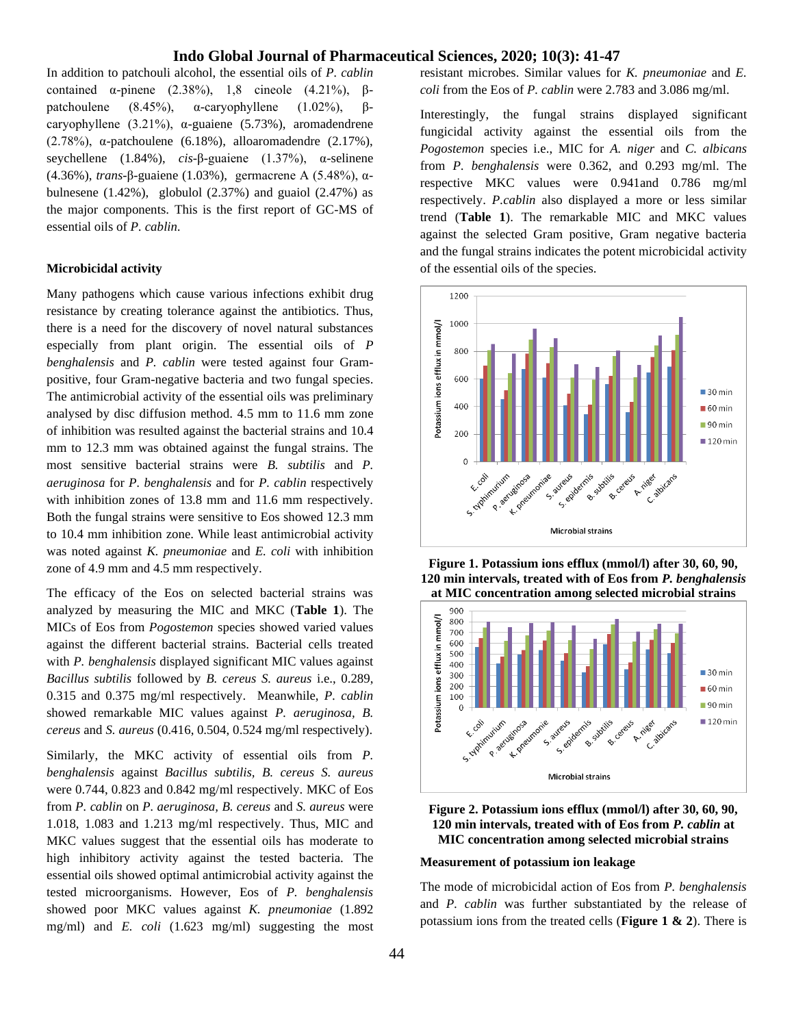In addition to patchouli alcohol, the essential oils of *P. cablin* contained α-pinene (2.38%), 1,8 cineole (4.21%), β-patchoulene (8.45%), α-caryophyllene (1.02%), β-caryophyllene (3.21%), α-guaiene (5.73%), aromadendrene (2.78%), α-patchoulene (6.18%), alloaromadendre (2.17%), seychellene (1.84%), *cis*-β-guaiene (1.37%), α-selinene (4.36%), *trans*-β-guaiene (1.03%), germacrene A (5.48%), α-bulnesene (1.42%), globulol (2.37%) and guaiol (2.47%) as the major components. This is the first report of GC-MS of essential oils of *P. cablin*.

### Microbicidal activity

Many pathogens which cause various infections exhibit drug resistance by creating tolerance against the antibiotics. Thus, there is a need for the discovery of novel natural substances especially from plant origin. The essential oils of *P benghalensis* and *P. cablin* were tested against four Gram-positive, four Gram-negative bacteria and two fungal species. The antimicrobial activity of the essential oils was preliminary analysed by disc diffusion method. 4.5 mm to 11.6 mm zone of inhibition was resulted against the bacterial strains and 10.4 mm to 12.3 mm was obtained against the fungal strains. The most sensitive bacterial strains were *B. subtilis* and *P. aeruginosa* for *P. benghalensis* and for *P. cablin* respectively with inhibition zones of 13.8 mm and 11.6 mm respectively. Both the fungal strains were sensitive to Eos showed 12.3 mm to 10.4 mm inhibition zone. While least antimicrobial activity was noted against *K. pneumoniae* and *E. coli* with inhibition zone of 4.9 mm and 4.5 mm respectively.

The efficacy of the Eos on selected bacterial strains was analyzed by measuring the MIC and MKC (**Table 1**). The MICs of Eos from *Pogostemon* species showed varied values against the different bacterial strains. Bacterial cells treated with *P. benghalensis* displayed significant MIC values against *Bacillus subtilis* followed by *B. cereus S. aureus* i.e., 0.289, 0.315 and 0.375 mg/ml respectively. Meanwhile, *P. cablin* showed remarkable MIC values against *P. aeruginosa*, *B. cereus* and *S. aureus* (0.416, 0.504, 0.524 mg/ml respectively).

Similarly, the MKC activity of essential oils from *P. benghalensis* against *Bacillus subtilis*, *B. cereus S. aureus* were 0.744, 0.823 and 0.842 mg/ml respectively. MKC of Eos from *P. cablin* on *P. aeruginosa, B. cereus* and *S. aureus* were 1.018, 1.083 and 1.213 mg/ml respectively. Thus, MIC and MKC values suggest that the essential oils has moderate to high inhibitory activity against the tested bacteria. The essential oils showed optimal antimicrobial activity against the tested microorganisms. However, Eos of *P. benghalensis* showed poor MKC values against *K. pneumoniae* (1.892 mg/ml) and *E. coli* (1.623 mg/ml) suggesting the most resistant microbes. Similar values for *K. pneumoniae* and *E. coli* from the Eos of *P. cablin* were 2.783 and 3.086 mg/ml.

Interestingly, the fungal strains displayed significant fungicidal activity against the essential oils from the *Pogostemon* species i.e., MIC for *A. niger* and *C. albicans* from *P. benghalensis* were 0.362, and 0.293 mg/ml. The respective MKC values were 0.941and 0.786 mg/ml respectively. *P.cablin* also displayed a more or less similar trend (**Table 1**). The remarkable MIC and MKC values against the selected Gram positive, Gram negative bacteria and the fungal strains indicates the potent microbicidal activity of the essential oils of the species.

**Figure 1. Potassium ions efflux (mmol/l) after 30, 60, 90, 120 min intervals, treated with of Eos from *P. benghalensis* at MIC concentration among selected microbial strains**

**Figure 2. Potassium ions efflux (mmol/l) after 30, 60, 90, 120 min intervals, treated with of Eos from *P. cablin* at MIC concentration among selected microbial strains**

### Measurement of potassium ion leakage

The mode of microbicidal action of Eos from *P. benghalensis* and *P. cablin* was further substantiated by the release of potassium ions from the treated cells (**Figure 1 & 2**). There is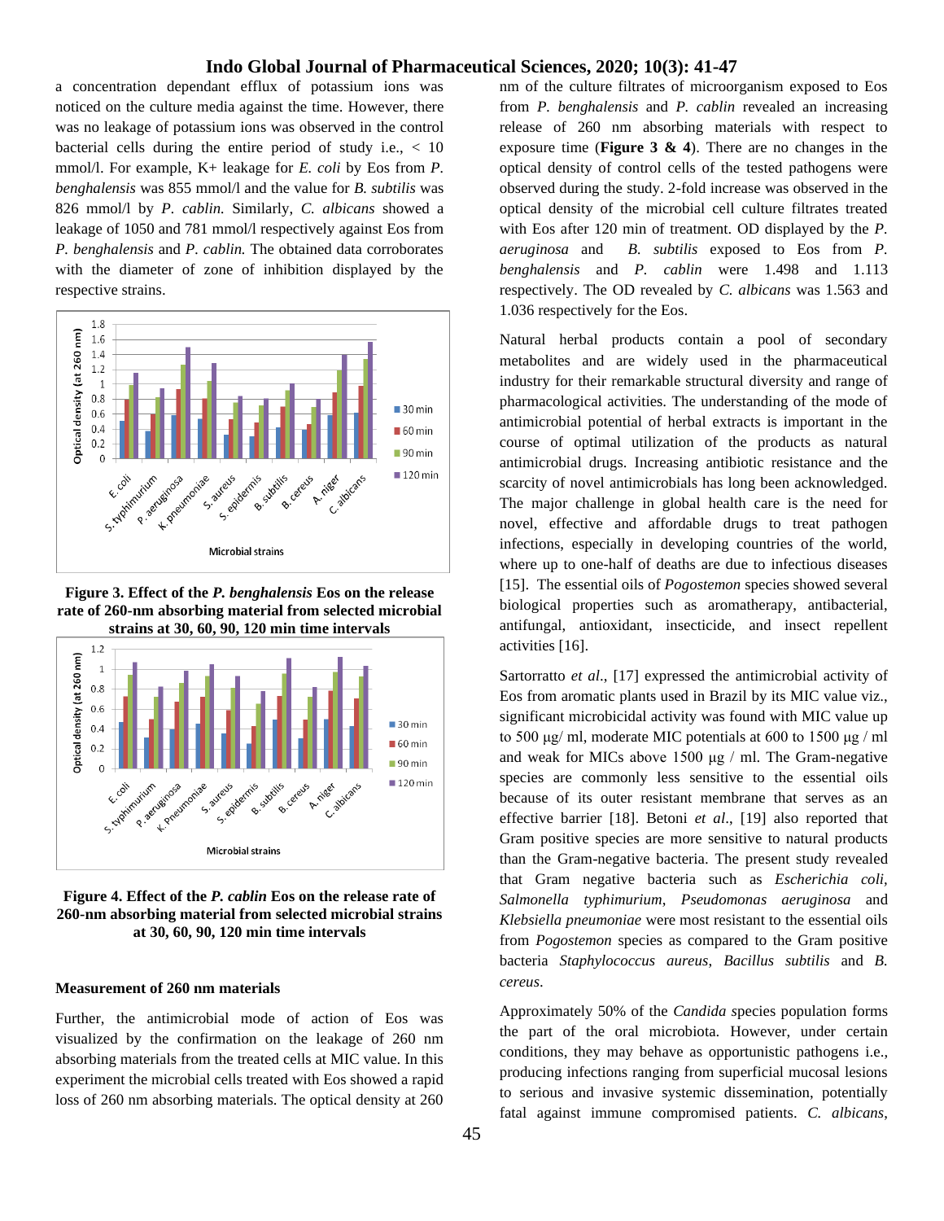a concentration dependant efflux of potassium ions was noticed on the culture media against the time. However, there was no leakage of potassium ions was observed in the control bacterial cells during the entire period of study i.e., < 10 mmol/l. For example, K+ leakage for *E. coli* by Eos from *P. benghalensis* was 855 mmol/l and the value for *B. subtilis* was 826 mmol/l by *P. cablin.* Similarly, *C. albicans* showed a leakage of 1050 and 781 mmol/l respectively against Eos from *P. benghalensis* and *P. cablin.* The obtained data corroborates with the diameter of zone of inhibition displayed by the respective strains.

**Figure 3. Effect of the *P. benghalensis* Eos on the release rate of 260-nm absorbing material from selected microbial strains at 30, 60, 90, 120 min time intervals**

**Figure 4. Effect of the *P. cablin* Eos on the release rate of 260-nm absorbing material from selected microbial strains at 30, 60, 90, 120 min time intervals**

### Measurement of 260 nm materials

Further, the antimicrobial mode of action of Eos was visualized by the confirmation on the leakage of 260 nm absorbing materials from the treated cells at MIC value. In this experiment the microbial cells treated with Eos showed a rapid loss of 260 nm absorbing materials. The optical density at 260 nm of the culture filtrates of microorganism exposed to Eos from *P. benghalensis* and *P. cablin* revealed an increasing release of 260 nm absorbing materials with respect to exposure time (**Figure 3 & 4**). There are no changes in the optical density of control cells of the tested pathogens were observed during the study. 2-fold increase was observed in the optical density of the microbial cell culture filtrates treated with Eos after 120 min of treatment. OD displayed by the *P. aeruginosa* and *B. subtilis* exposed to Eos from *P. benghalensis* and *P. cablin* were 1.498 and 1.113 respectively. The OD revealed by *C. albicans* was 1.563 and 1.036 respectively for the Eos.

Natural herbal products contain a pool of secondary metabolites and are widely used in the pharmaceutical industry for their remarkable structural diversity and range of pharmacological activities. The understanding of the mode of antimicrobial potential of herbal extracts is important in the course of optimal utilization of the products as natural antimicrobial drugs. Increasing antibiotic resistance and the scarcity of novel antimicrobials has long been acknowledged. The major challenge in global health care is the need for novel, effective and affordable drugs to treat pathogen infections, especially in developing countries of the world, where up to one-half of deaths are due to infectious diseases [15]. The essential oils of *Pogostemon* species showed several biological properties such as aromatherapy, antibacterial, antifungal, antioxidant, insecticide, and insect repellent activities [16].

Sartorratto *et al*., [17] expressed the antimicrobial activity of Eos from aromatic plants used in Brazil by its MIC value viz., significant microbicidal activity was found with MIC value up to 500 μg/ ml, moderate MIC potentials at 600 to 1500 μg / ml and weak for MICs above 1500 μg / ml. The Gram-negative species are commonly less sensitive to the essential oils because of its outer resistant membrane that serves as an effective barrier [18]. Betoni *et al*., [19] also reported that Gram positive species are more sensitive to natural products than the Gram-negative bacteria. The present study revealed that Gram negative bacteria such as *Escherichia coli, Salmonella typhimurium*, *Pseudomonas aeruginosa* and *Klebsiella pneumoniae* were most resistant to the essential oils from *Pogostemon* species as compared to the Gram positive bacteria *Staphylococcus aureus*, *Bacillus subtilis* and *B. cereus*.

Approximately 50% of the *Candida* species population forms the part of the oral microbiota. However, under certain conditions, they may behave as opportunistic pathogens i.e., producing infections ranging from superficial mucosal lesions to serious and invasive systemic dissemination, potentially fatal against immune compromised patients. *C. albicans*,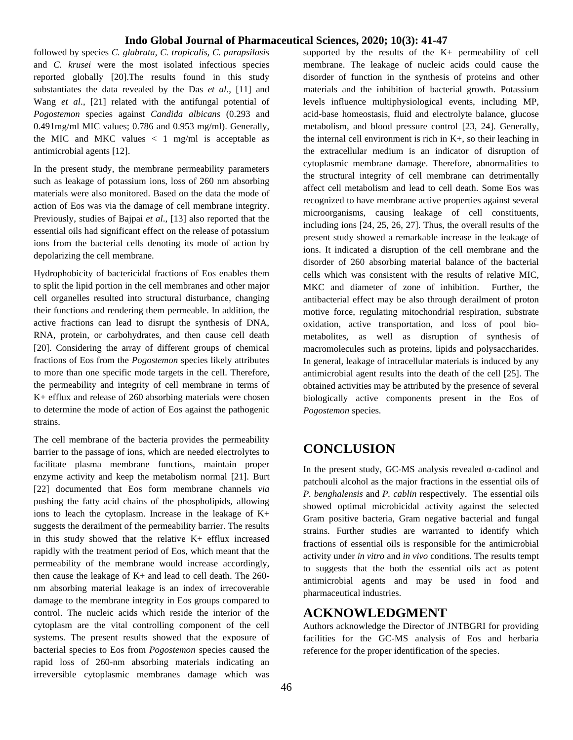followed by species *C. glabrata*, *C. tropicalis*, *C. parapsilosis* and *C. krusei* were the most isolated infectious species reported globally [20].The results found in this study substantiates the data revealed by the Das *et al*., [11] and Wang *et al*., [21] related with the antifungal potential of *Pogostemon* species against *Candida albicans* (0.293 and 0.491mg/ml MIC values; 0.786 and 0.953 mg/ml). Generally, the MIC and MKC values < 1 mg/ml is acceptable as antimicrobial agents [12].

In the present study, the membrane permeability parameters such as leakage of potassium ions, loss of 260 nm absorbing materials were also monitored. Based on the data the mode of action of Eos was via the damage of cell membrane integrity. Previously, studies of Bajpai *et al*., [13] also reported that the essential oils had significant effect on the release of potassium ions from the bacterial cells denoting its mode of action by depolarizing the cell membrane.

Hydrophobicity of bactericidal fractions of Eos enables them to split the lipid portion in the cell membranes and other major cell organelles resulted into structural disturbance, changing their functions and rendering them permeable. In addition, the active fractions can lead to disrupt the synthesis of DNA, RNA, protein, or carbohydrates, and then cause cell death [20]. Considering the array of different groups of chemical fractions of Eos from the *Pogostemon* species likely attributes to more than one specific mode targets in the cell. Therefore, the permeability and integrity of cell membrane in terms of K+ efflux and release of 260 absorbing materials were chosen to determine the mode of action of Eos against the pathogenic strains.

The cell membrane of the bacteria provides the permeability barrier to the passage of ions, which are needed electrolytes to facilitate plasma membrane functions, maintain proper enzyme activity and keep the metabolism normal [21]. Burt [22] documented that Eos form membrane channels *via* pushing the fatty acid chains of the phospholipids, allowing ions to leach the cytoplasm. Increase in the leakage of K+ suggests the derailment of the permeability barrier. The results in this study showed that the relative K+ efflux increased rapidly with the treatment period of Eos, which meant that the permeability of the membrane would increase accordingly, then cause the leakage of K+ and lead to cell death. The 260-nm absorbing material leakage is an index of irrecoverable damage to the membrane integrity in Eos groups compared to control. The nucleic acids which reside the interior of the cytoplasm are the vital controlling component of the cell systems. The present results showed that the exposure of bacterial species to Eos from *Pogostemon* species caused the rapid loss of 260-nm absorbing materials indicating an irreversible cytoplasmic membranes damage which was supported by the results of the K+ permeability of cell membrane. The leakage of nucleic acids could cause the disorder of function in the synthesis of proteins and other materials and the inhibition of bacterial growth. Potassium levels influence multiphysiological events, including MP, acid-base homeostasis, fluid and electrolyte balance, glucose metabolism, and blood pressure control [23, 24]. Generally, the internal cell environment is rich in K+, so their leaching in the extracellular medium is an indicator of disruption of cytoplasmic membrane damage. Therefore, abnormalities to the structural integrity of cell membrane can detrimentally affect cell metabolism and lead to cell death. Some Eos was recognized to have membrane active properties against several microorganisms, causing leakage of cell constituents, including ions [24, 25, 26, 27]. Thus, the overall results of the present study showed a remarkable increase in the leakage of ions. It indicated a disruption of the cell membrane and the disorder of 260 absorbing material balance of the bacterial cells which was consistent with the results of relative MIC, MKC and diameter of zone of inhibition. Further, the antibacterial effect may be also through derailment of proton motive force, regulating mitochondrial respiration, substrate oxidation, active transportation, and loss of pool bio-metabolites, as well as disruption of synthesis of macromolecules such as proteins, lipids and polysaccharides. In general, leakage of intracellular materials is induced by any antimicrobial agent results into the death of the cell [25]. The obtained activities may be attributed by the presence of several biologically active components present in the Eos of *Pogostemon* species.

# CONCLUSION

In the present study, GC-MS analysis revealed α-cadinol and patchouli alcohol as the major fractions in the essential oils of *P. benghalensis* and *P. cablin* respectively. The essential oils showed optimal microbicidal activity against the selected Gram positive bacteria, Gram negative bacterial and fungal strains. Further studies are warranted to identify which fractions of essential oils is responsible for the antimicrobial activity under *in vitro* and *in vivo* conditions. The results tempt to suggests that the both the essential oils act as potent antimicrobial agents and may be used in food and pharmaceutical industries.

# ACKNOWLEDGMENT

Authors acknowledge the Director of JNTBGRI for providing facilities for the GC-MS analysis of Eos and herbaria reference for the proper identification of the species.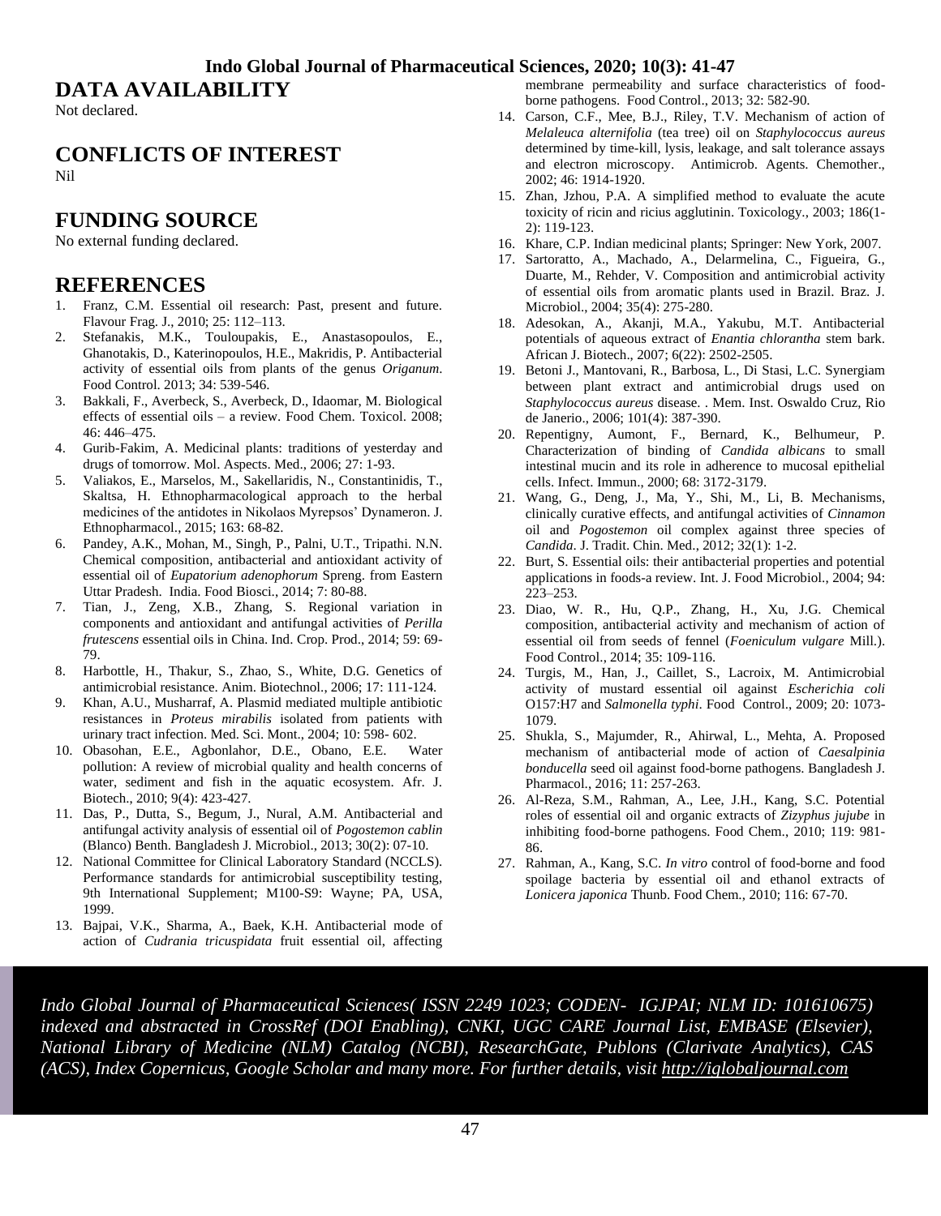## DATA AVAILABILITY

Not declared.

## CONFLICTS OF INTEREST

Nil

## FUNDING SOURCE

No external funding declared.

## REFERENCES

1. Franz, C.M. Essential oil research: Past, present and future. Flavour Frag. J., 2010; 25: 112–113.
2. Stefanakis, M.K., Touloupakis, E., Anastasopoulos, E., Ghanotakis, D., Katerinopoulos, H.E., Makridis, P. Antibacterial activity of essential oils from plants of the genus *Origanum*. Food Control. 2013; 34: 539-546.
3. Bakkali, F., Averbeck, S., Averbeck, D., Idaomar, M. Biological effects of essential oils – a review. Food Chem. Toxicol. 2008; 46: 446–475.
4. Gurib-Fakim, A. Medicinal plants: traditions of yesterday and drugs of tomorrow. Mol. Aspects. Med., 2006; 27: 1-93.
5. Valiakos, E., Marselos, M., Sakellaridis, N., Constantinidis, T., Skaltsa, H. Ethnopharmacological approach to the herbal medicines of the antidotes in Nikolaos Myrepsos' Dynameron. J. Ethnopharmacol., 2015; 163: 68-82.
6. Pandey, A.K., Mohan, M., Singh, P., Palni, U.T., Tripathi. N.N. Chemical composition, antibacterial and antioxidant activity of essential oil of *Eupatorium adenophorum* Spreng. from Eastern Uttar Pradesh. India. Food Biosci., 2014; 7: 80-88.
7. Tian, J., Zeng, X.B., Zhang, S. Regional variation in components and antioxidant and antifungal activities of *Perilla frutescens* essential oils in China. Ind. Crop. Prod., 2014; 59: 69-79.
8. Harbottle, H., Thakur, S., Zhao, S., White, D.G. Genetics of antimicrobial resistance. Anim. Biotechnol., 2006; 17: 111-124.
9. Khan, A.U., Musharraf, A. Plasmid mediated multiple antibiotic resistances in *Proteus mirabilis* isolated from patients with urinary tract infection. Med. Sci. Mont., 2004; 10: 598- 602.
10. Obasohan, E.E., Agbonlahor, D.E., Obano, E.E. Water pollution: A review of microbial quality and health concerns of water, sediment and fish in the aquatic ecosystem. Afr. J. Biotech., 2010; 9(4): 423-427.
11. Das, P., Dutta, S., Begum, J., Nural, A.M. Antibacterial and antifungal activity analysis of essential oil of *Pogostemon cablin* (Blanco) Benth. Bangladesh J. Microbiol., 2013; 30(2): 07-10.
12. National Committee for Clinical Laboratory Standard (NCCLS). Performance standards for antimicrobial susceptibility testing, 9th International Supplement; M100-S9: Wayne; PA, USA, 1999.
13. Bajpai, V.K., Sharma, A., Baek, K.H. Antibacterial mode of action of *Cudrania tricuspidata* fruit essential oil, affecting membrane permeability and surface characteristics of food-borne pathogens. Food Control., 2013; 32: 582-90.
14. Carson, C.F., Mee, B.J., Riley, T.V. Mechanism of action of *Melaleuca alternifolia* (tea tree) oil on *Staphylococcus aureus* determined by time-kill, lysis, leakage, and salt tolerance assays and electron microscopy. Antimicrob. Agents. Chemother., 2002; 46: 1914-1920.
15. Zhan, Jzhou, P.A. A simplified method to evaluate the acute toxicity of ricin and ricius agglutinin. Toxicology., 2003; 186(1-2): 119-123.
16. Khare, C.P. Indian medicinal plants; Springer: New York, 2007.
17. Sartoratto, A., Machado, A., Delarmelina, C., Figueira, G., Duarte, M., Rehder, V. Composition and antimicrobial activity of essential oils from aromatic plants used in Brazil. Braz. J. Microbiol., 2004; 35(4): 275-280.
18. Adesokan, A., Akanji, M.A., Yakubu, M.T. Antibacterial potentials of aqueous extract of *Enantia chlorantha* stem bark. African J. Biotech., 2007; 6(22): 2502-2505.
19. Betoni J., Mantovani, R., Barbosa, L., Di Stasi, L.C. Synergiam between plant extract and antimicrobial drugs used on *Staphylococcus aureus* disease. . Mem. Inst. Oswaldo Cruz, Rio de Janerio., 2006; 101(4): 387-390.
20. Repentigny, Aumont, F., Bernard, K., Belhumeur, P. Characterization of binding of *Candida albicans* to small intestinal mucin and its role in adherence to mucosal epithelial cells. Infect. Immun., 2000; 68: 3172-3179.
21. Wang, G., Deng, J., Ma, Y., Shi, M., Li, B. Mechanisms, clinically curative effects, and antifungal activities of *Cinnamon* oil and *Pogostemon* oil complex against three species of *Candida*. J. Tradit. Chin. Med., 2012; 32(1): 1-2.
22. Burt, S. Essential oils: their antibacterial properties and potential applications in foods-a review. Int. J. Food Microbiol., 2004; 94: 223–253.
23. Diao, W. R., Hu, Q.P., Zhang, H., Xu, J.G. Chemical composition, antibacterial activity and mechanism of action of essential oil from seeds of fennel (*Foeniculum vulgare* Mill.). Food Control., 2014; 35: 109-116.
24. Turgis, M., Han, J., Caillet, S., Lacroix, M. Antimicrobial activity of mustard essential oil against *Escherichia coli* O157:H7 and *Salmonella typhi*. Food Control., 2009; 20: 1073-1079.
25. Shukla, S., Majumder, R., Ahirwal, L., Mehta, A. Proposed mechanism of antibacterial mode of action of *Caesalpinia bonducella* seed oil against food-borne pathogens. Bangladesh J. Pharmacol., 2016; 11: 257-263.
26. Al-Reza, S.M., Rahman, A., Lee, J.H., Kang, S.C. Potential roles of essential oil and organic extracts of *Zizyphus jujube* in inhibiting food-borne pathogens. Food Chem., 2010; 119: 981-86.
27. Rahman, A., Kang, S.C. *In vitro* control of food-borne and food spoilage bacteria by essential oil and ethanol extracts of *Lonicera japonica* Thunb. Food Chem., 2010; 116: 67-70.